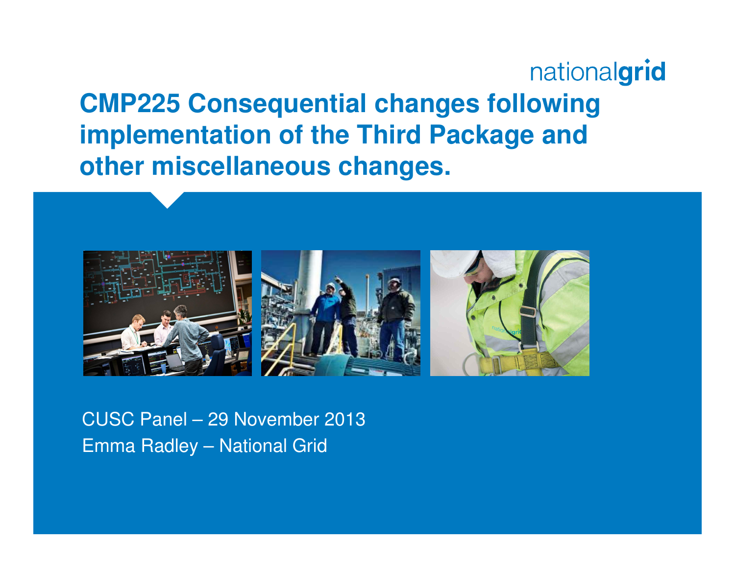nationalgrid

# CMP225 Consequential changes following implementation of the Third Package and other miscellaneous changes.

CUSC Panel – 29 November 2013

Emma Radley – National Grid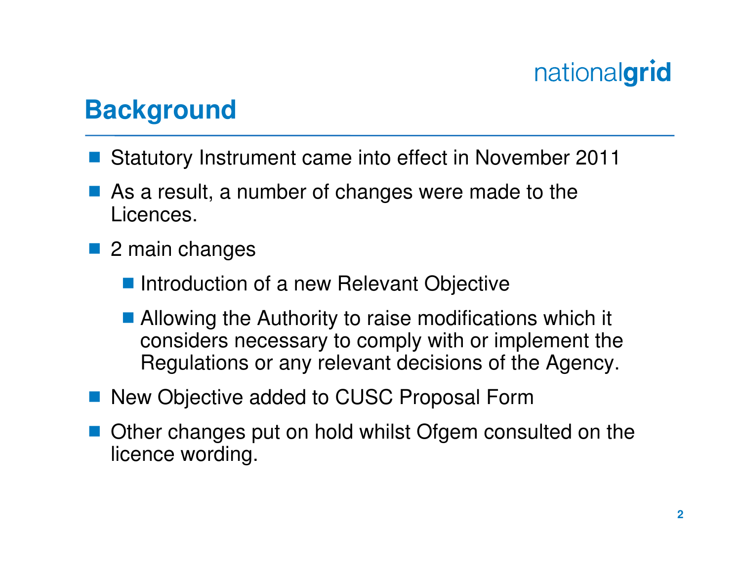## Background

- Statutory Instrument came into effect in November 2011
- As a result, a number of changes were made to the Licences.
- 2 main changes
  - Introduction of a new Relevant Objective
  - Allowing the Authority to raise modifications which it considers necessary to comply with or implement the Regulations or any relevant decisions of the Agency.
- New Objective added to CUSC Proposal Form
- Other changes put on hold whilst Ofgem consulted on the licence wording.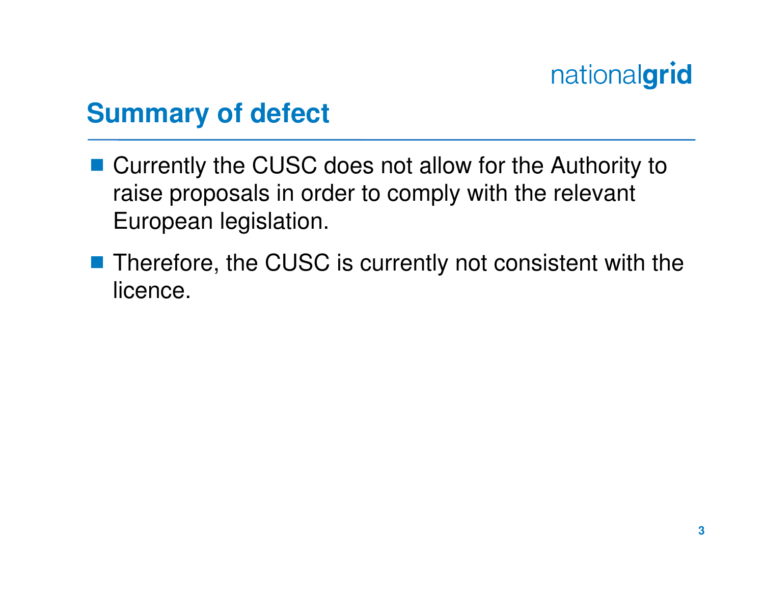## Summary of defect

- Currently the CUSC does not allow for the Authority to raise proposals in order to comply with the relevant European legislation.
- Therefore, the CUSC is currently not consistent with the licence.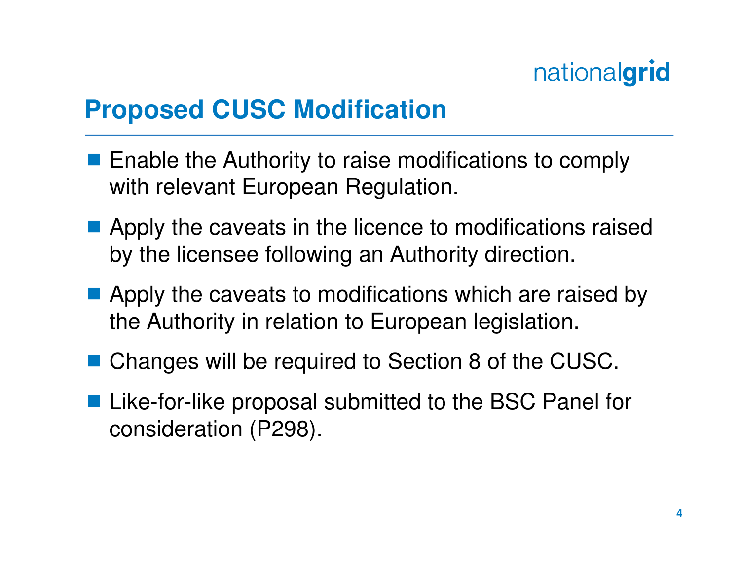## Proposed CUSC Modification

- Enable the Authority to raise modifications to comply with relevant European Regulation.
- Apply the caveats in the licence to modifications raised by the licensee following an Authority direction.
- Apply the caveats to modifications which are raised by the Authority in relation to European legislation.
- Changes will be required to Section 8 of the CUSC.
- Like-for-like proposal submitted to the BSC Panel for consideration (P298).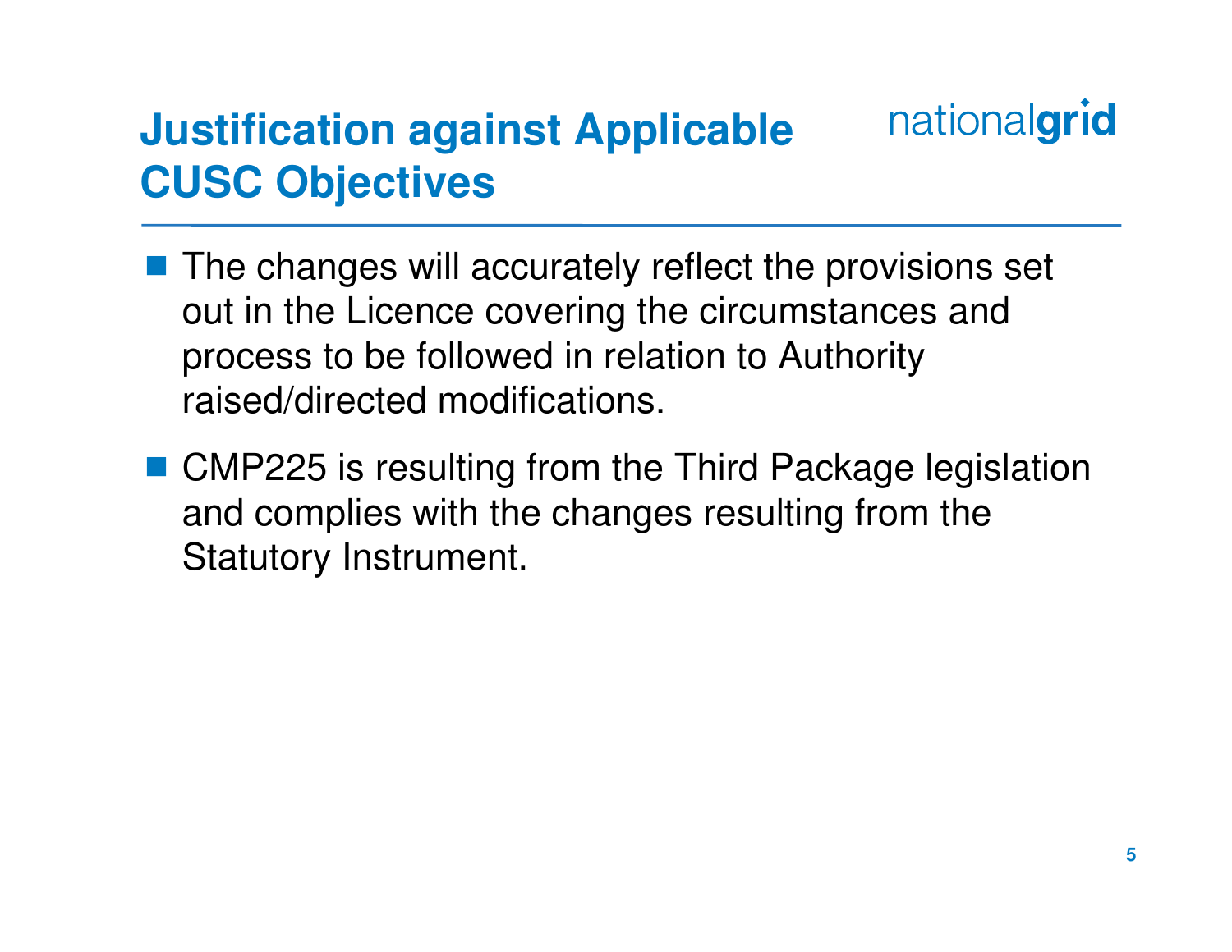# Justification against Applicable CUSC Objectives

- The changes will accurately reflect the provisions set out in the Licence covering the circumstances and process to be followed in relation to Authority raised/directed modifications.
- CMP225 is resulting from the Third Package legislation and complies with the changes resulting from the Statutory Instrument.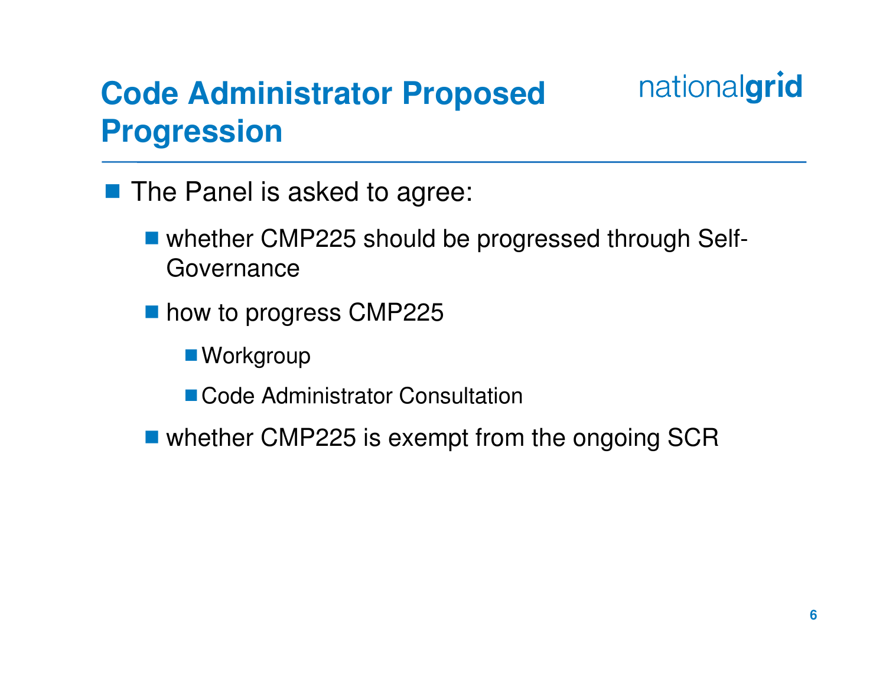# Code Administrator Proposed Progression

- The Panel is asked to agree:
  - whether CMP225 should be progressed through Self-Governance
  - how to progress CMP225
    - Workgroup
    - Code Administrator Consultation
  - whether CMP225 is exempt from the ongoing SCR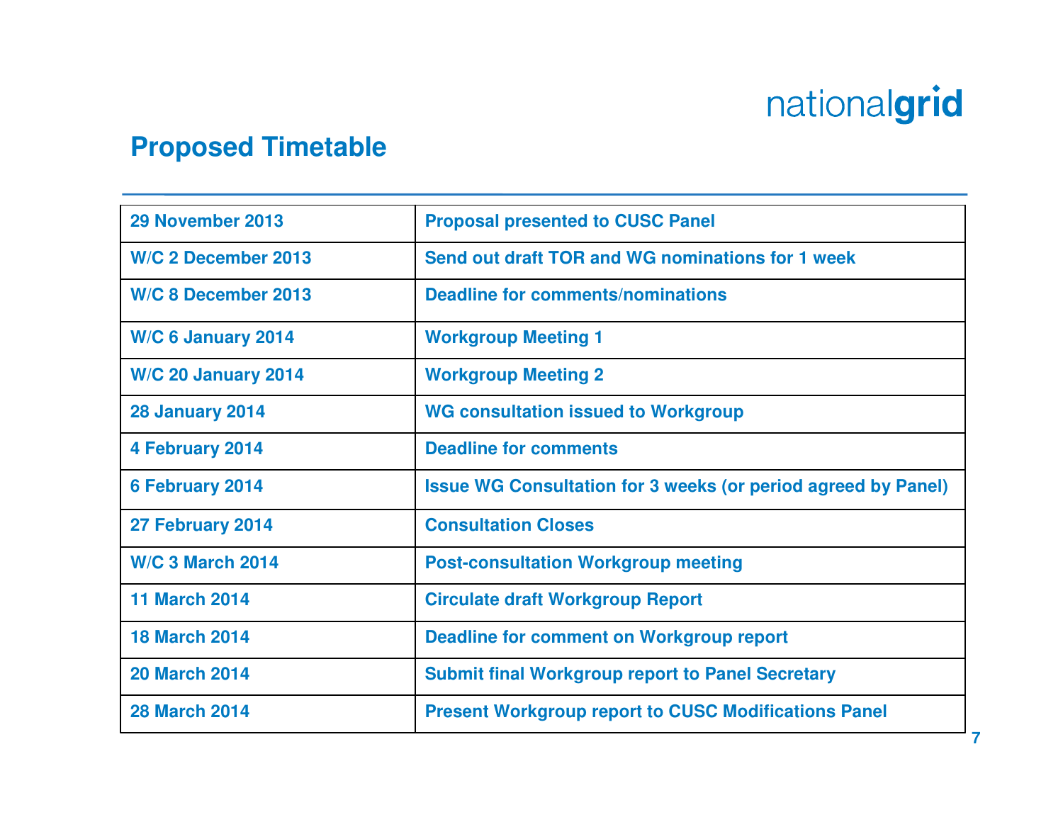nationalgrid

## Proposed Timetable

| | |
|---|---|
| 29 November 2013 | Proposal presented to CUSC Panel |
| W/C 2 December 2013 | Send out draft TOR and WG nominations for 1 week |
| W/C 8 December 2013 | Deadline for comments/nominations |
| W/C 6 January 2014 | Workgroup Meeting 1 |
| W/C 20 January 2014 | Workgroup Meeting 2 |
| 28 January 2014 | WG consultation issued to Workgroup |
| 4 February 2014 | Deadline for comments |
| 6 February 2014 | Issue WG Consultation for 3 weeks (or period agreed by Panel) |
| 27 February 2014 | Consultation Closes |
| W/C 3 March 2014 | Post-consultation Workgroup meeting |
| 11 March 2014 | Circulate draft Workgroup Report |
| 18 March 2014 | Deadline for comment on Workgroup report |
| 20 March 2014 | Submit final Workgroup report to Panel Secretary |
| 28 March 2014 | Present Workgroup report to CUSC Modifications Panel |